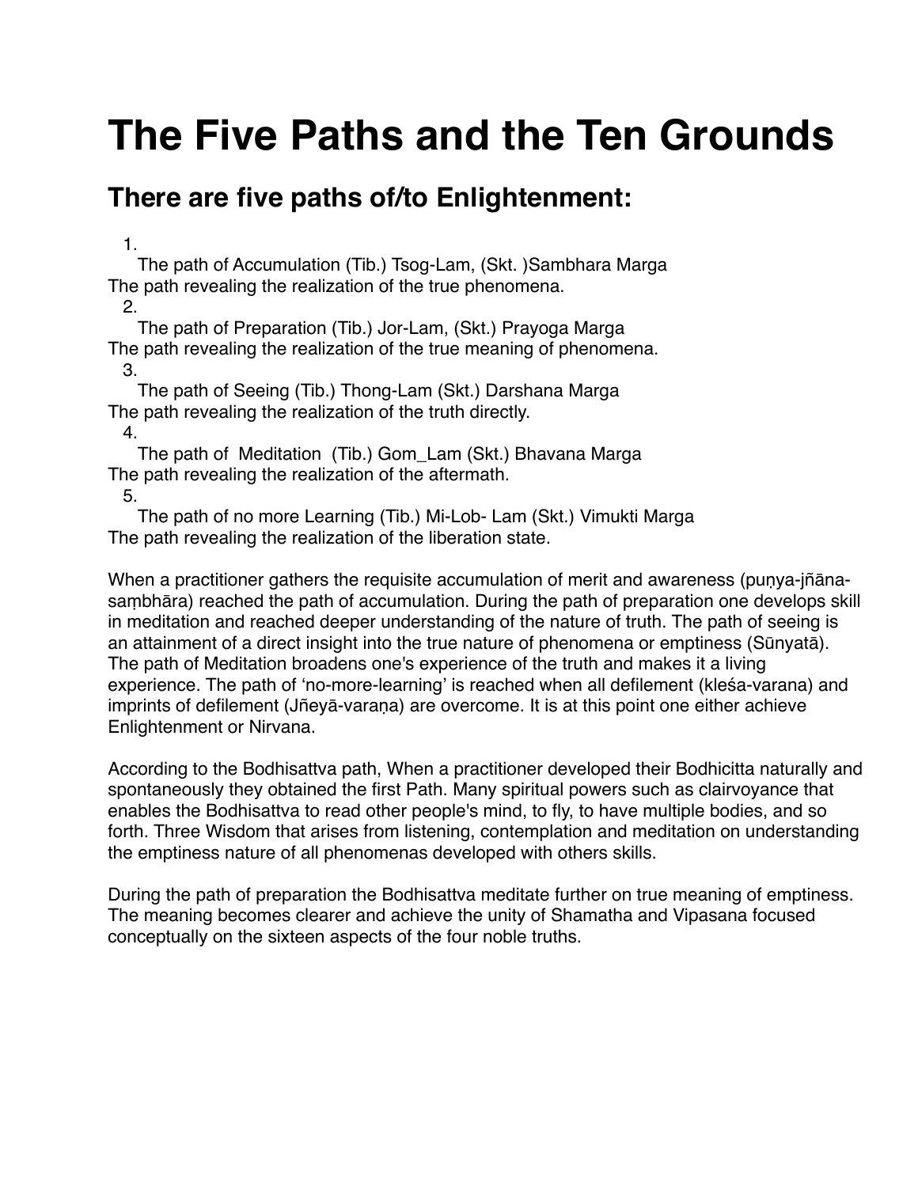# The Five Paths and the Ten Grounds

## There are five paths of/to Enlightenment:

1. The path of Accumulation (Tib.) Tsog-Lam, (Skt. )Sambhara Marga
The path revealing the realization of the true phenomena.
2. The path of Preparation (Tib.) Jor-Lam, (Skt.) Prayoga Marga
The path revealing the realization of the true meaning of phenomena.
3. The path of Seeing (Tib.) Thong-Lam (Skt.) Darshana Marga
The path revealing the realization of the truth directly.
4. The path of  Meditation  (Tib.) Gom_Lam (Skt.) Bhavana Marga
The path revealing the realization of the aftermath.
5. The path of no more Learning (Tib.) Mi-Lob- Lam (Skt.) Vimukti Marga
The path revealing the realization of the liberation state.

When a practitioner gathers the requisite accumulation of merit and awareness (puṇya-jñāna-saṃbhāra) reached the path of accumulation. During the path of preparation one develops skill in meditation and reached deeper understanding of the nature of truth. The path of seeing is an attainment of a direct insight into the true nature of phenomena or emptiness (Sūnyatā). The path of Meditation broadens one's experience of the truth and makes it a living experience. The path of 'no-more-learning' is reached when all defilement (kleśa-varana) and imprints of defilement (Jñeyā-varaṇa) are overcome. It is at this point one either achieve Enlightenment or Nirvana.

According to the Bodhisattva path, When a practitioner developed their Bodhicitta naturally and spontaneously they obtained the first Path. Many spiritual powers such as clairvoyance that enables the Bodhisattva to read other people's mind, to fly, to have multiple bodies, and so forth. Three Wisdom that arises from listening, contemplation and meditation on understanding the emptiness nature of all phenomenas developed with others skills.

During the path of preparation the Bodhisattva meditate further on true meaning of emptiness. The meaning becomes clearer and achieve the unity of Shamatha and Vipasana focused conceptually on the sixteen aspects of the four noble truths.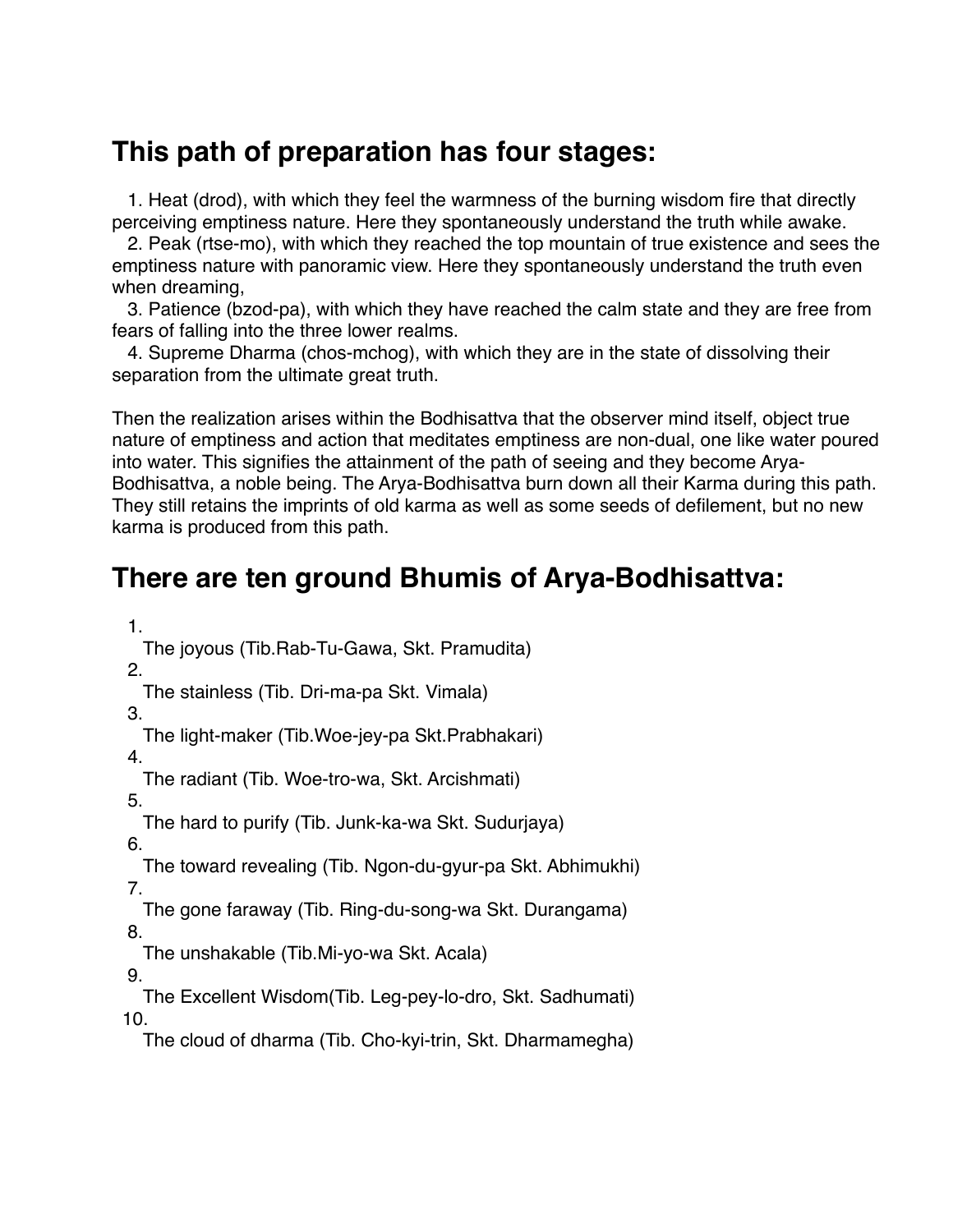## This path of preparation has four stages:

1. Heat (drod), with which they feel the warmness of the burning wisdom fire that directly perceiving emptiness nature. Here they spontaneously understand the truth while awake.
2. Peak (rtse-mo), with which they reached the top mountain of true existence and sees the emptiness nature with panoramic view. Here they spontaneously understand the truth even when dreaming,
3. Patience (bzod-pa), with which they have reached the calm state and they are free from fears of falling into the three lower realms.
4. Supreme Dharma (chos-mchog), with which they are in the state of dissolving their separation from the ultimate great truth.

Then the realization arises within the Bodhisattva that the observer mind itself, object true nature of emptiness and action that meditates emptiness are non-dual, one like water poured into water. This signifies the attainment of the path of seeing and they become Arya-Bodhisattva, a noble being. The Arya-Bodhisattva burn down all their Karma during this path. They still retains the imprints of old karma as well as some seeds of defilement, but no new karma is produced from this path.

## There are ten ground Bhumis of Arya-Bodhisattva:

1. The joyous (Tib.Rab-Tu-Gawa, Skt. Pramudita)
2. The stainless (Tib. Dri-ma-pa Skt. Vimala)
3. The light-maker (Tib.Woe-jey-pa Skt.Prabhakari)
4. The radiant (Tib. Woe-tro-wa, Skt. Arcishmati)
5. The hard to purify (Tib. Junk-ka-wa Skt. Sudurjaya)
6. The toward revealing (Tib. Ngon-du-gyur-pa Skt. Abhimukhi)
7. The gone faraway (Tib. Ring-du-song-wa Skt. Durangama)
8. The unshakable (Tib.Mi-yo-wa Skt. Acala)
9. The Excellent Wisdom(Tib. Leg-pey-lo-dro, Skt. Sadhumati)
10. The cloud of dharma (Tib. Cho-kyi-trin, Skt. Dharmamegha)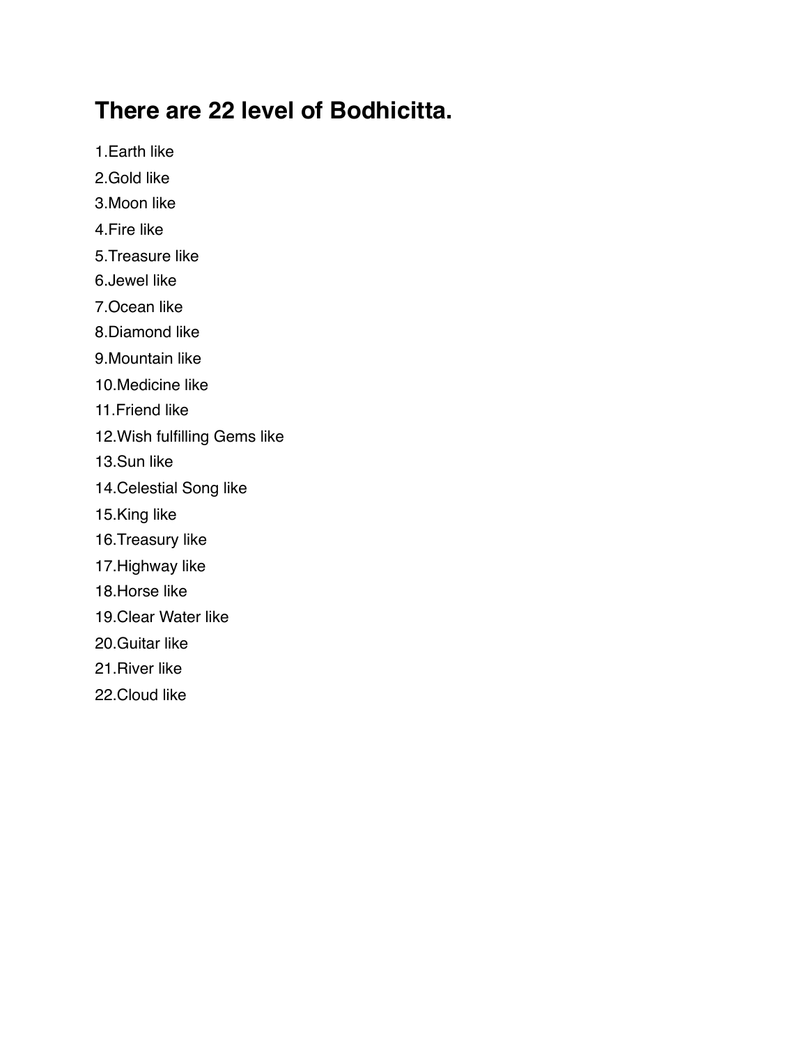## There are 22 level of Bodhicitta.

1.Earth like

2.Gold like

3.Moon like

4.Fire like

5.Treasure like

6.Jewel like

7.Ocean like

8.Diamond like

9.Mountain like

10.Medicine like

11.Friend like

12.Wish fulfilling Gems like

13.Sun like

14.Celestial Song like

15.King like

16.Treasury like

17.Highway like

18.Horse like

19.Clear Water like

20.Guitar like

21.River like

22.Cloud like